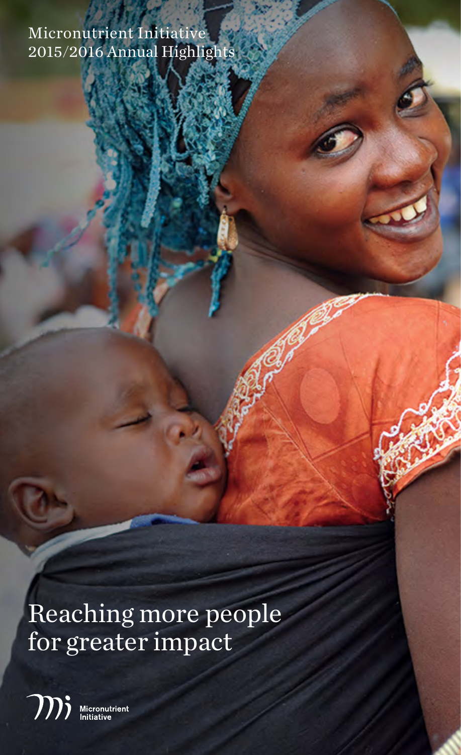Micronutrient Initiative
2015/2016 Annual Highlights

# Reaching more people for greater impact

Micronutrient Initiative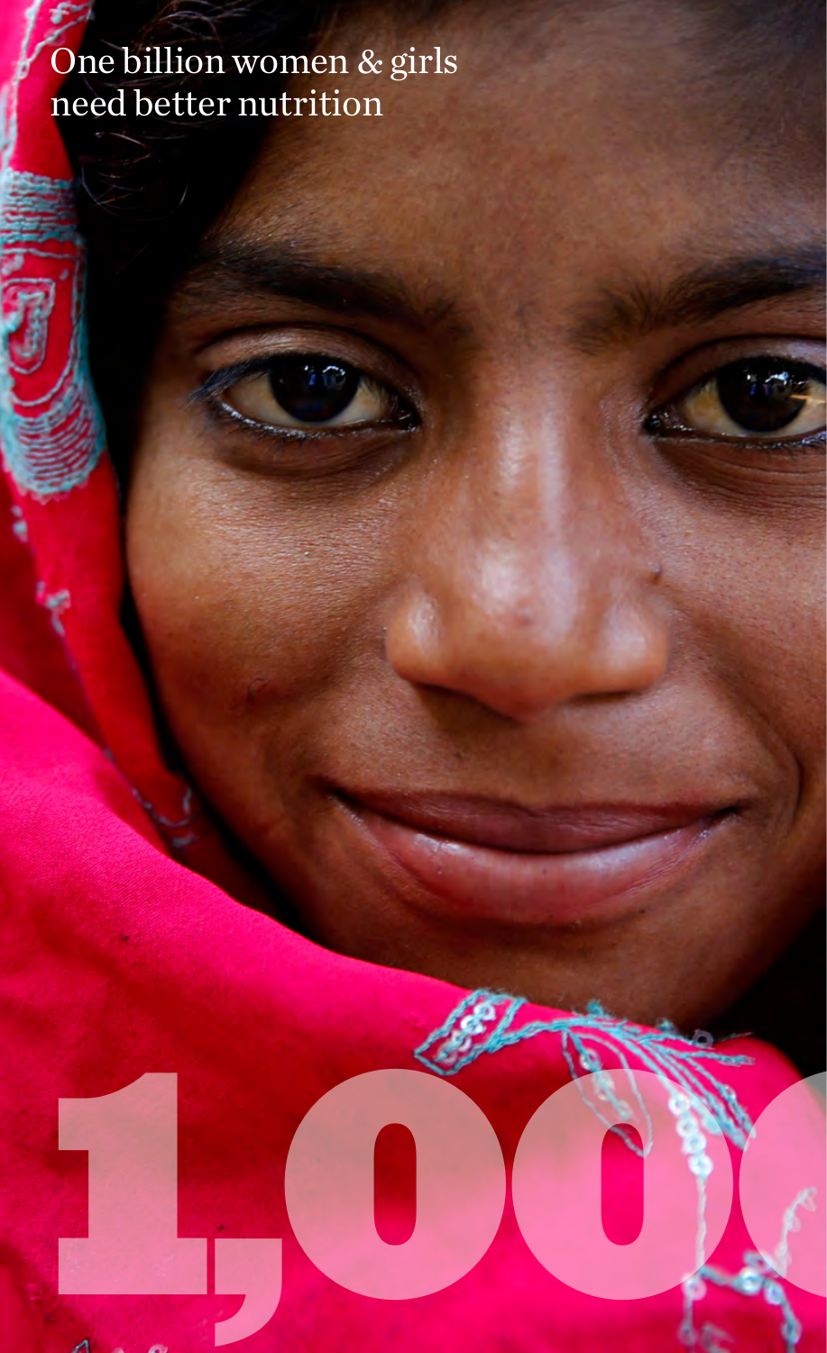One billion women & girls need better nutrition

1,000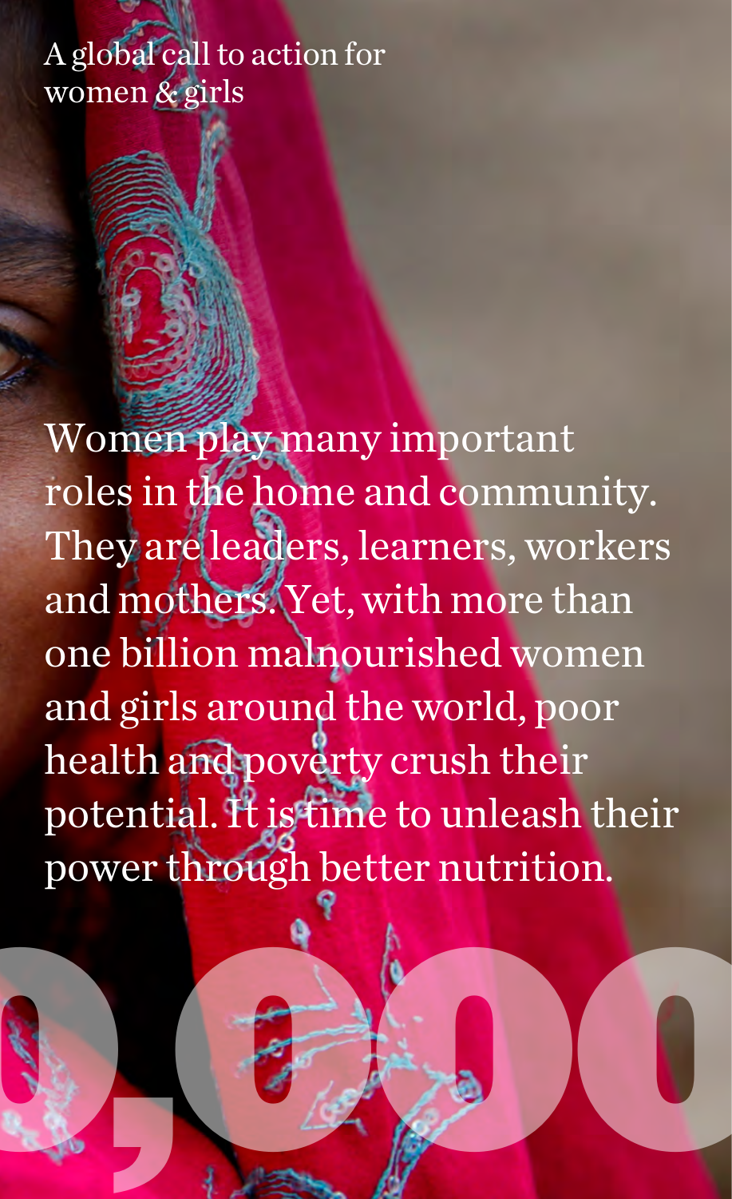A global call to action for women & girls

Women play many important roles in the home and community. They are leaders, learners, workers and mothers. Yet, with more than one billion malnourished women and girls around the world, poor health and poverty crush their potential. It is time to unleash their power through better nutrition.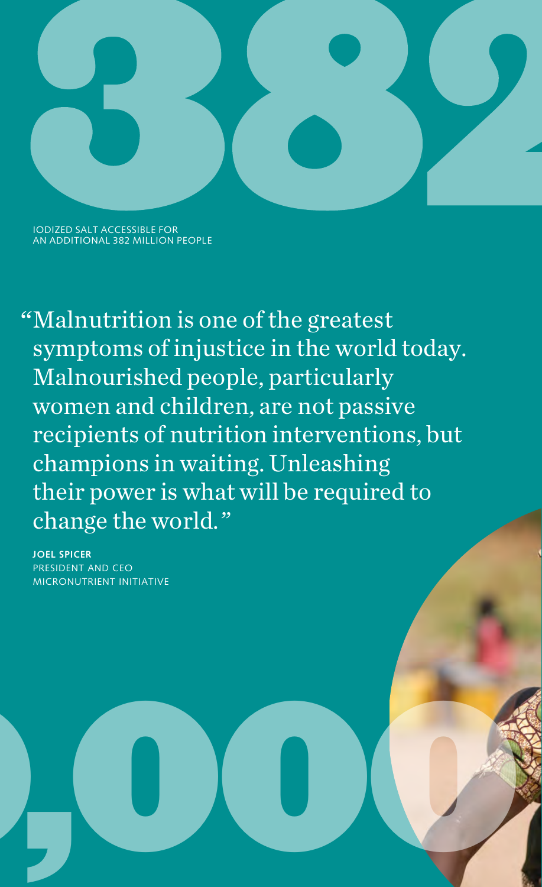# 382,000,000

IODIZED SALT ACCESSIBLE FOR AN ADDITIONAL 382 MILLION PEOPLE

"Malnutrition is one of the greatest symptoms of injustice in the world today. Malnourished people, particularly women and children, are not passive recipients of nutrition interventions, but champions in waiting. Unleashing their power is what will be required to change the world."

**JOEL SPICER**
PRESIDENT AND CEO
MICRONUTRIENT INITIATIVE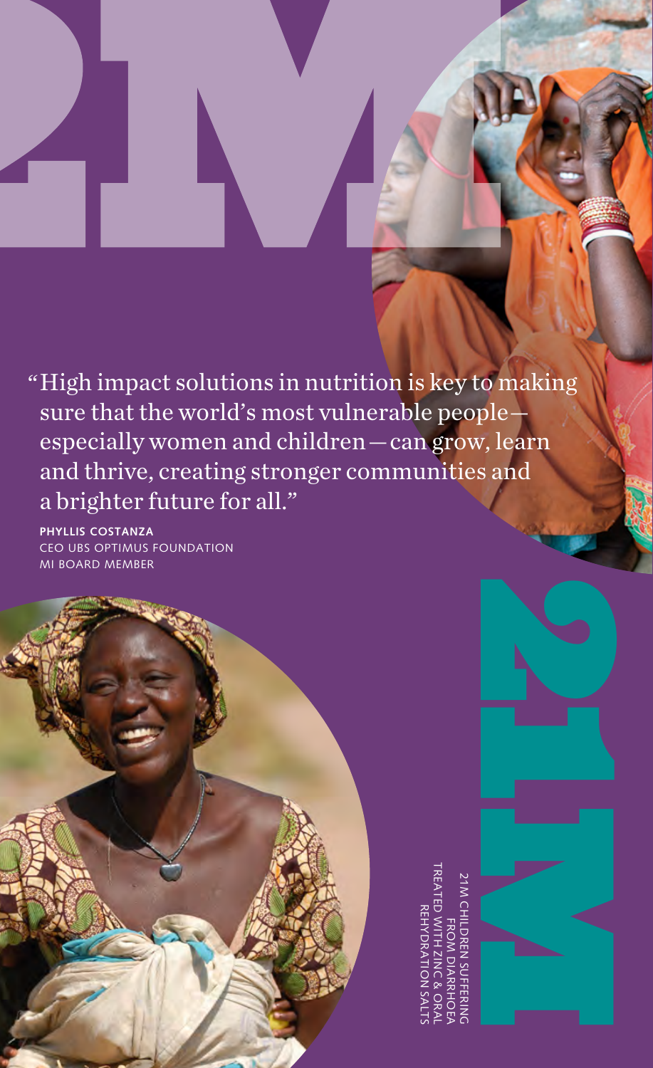"High impact solutions in nutrition is key to making sure that the world's most vulnerable people—especially women and children—can grow, learn and thrive, creating stronger communities and a brighter future for all."

**PHYLLIS COSTANZA**
CEO UBS OPTIMUS FOUNDATION
MI BOARD MEMBER

# 21M

21M CHILDREN SUFFERING FROM DIARRHOEA TREATED WITH ZINC & ORAL REHYDRATION SALTS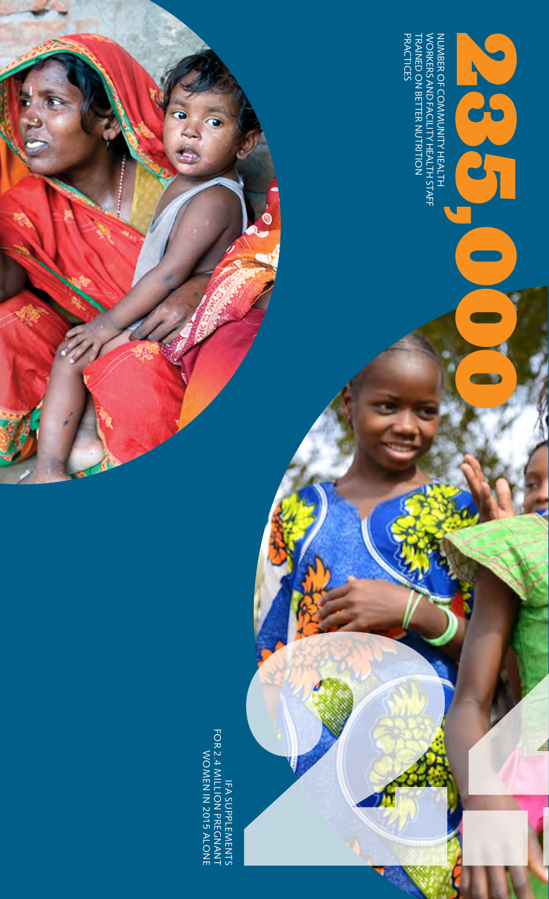# 235,000

NUMBER OF COMMUNITY HEALTH WORKERS AND FACILITY HEALTH STAFF TRAINED ON BETTER NUTRITION PRACTICES

# 2.4

IFA SUPPLEMENTS FOR 2.4 MILLION PREGNANT WOMEN IN 2015 ALONE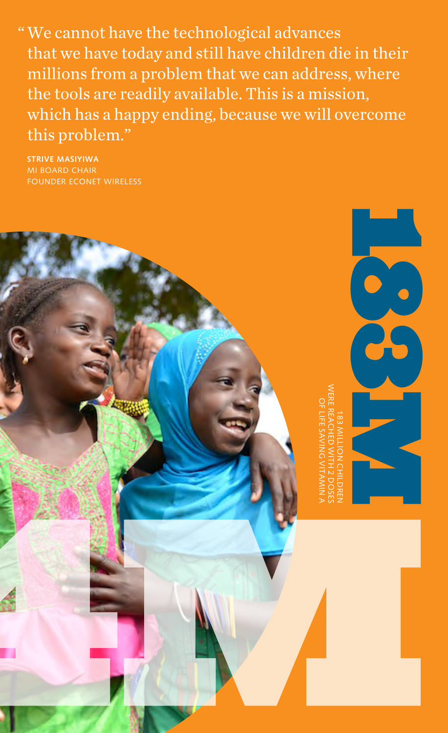> "We cannot have the technological advances that we have today and still have children die in their millions from a problem that we can address, where the tools are readily available. This is a mission, which has a happy ending, because we will overcome this problem."

**STRIVE MASIYIWA**
MI BOARD CHAIR
FOUNDER ECONET WIRELESS

# 183M

183 MILLION CHILDREN WERE REACHED WITH 2 DOSES OF LIFE SAVING VITAMIN A

# 4M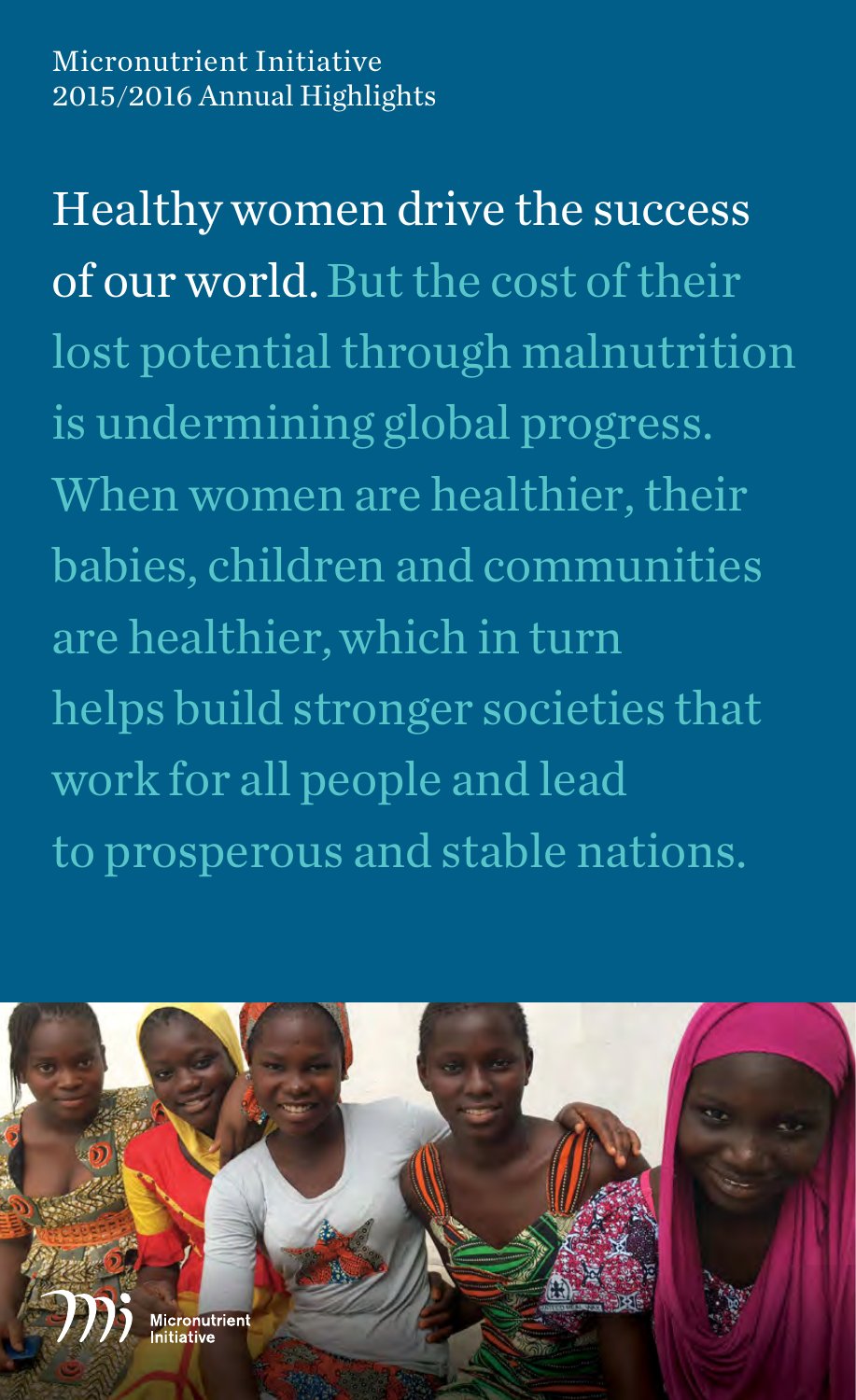Micronutrient Initiative
2015/2016 Annual Highlights

Healthy women drive the success of our world. But the cost of their lost potential through malnutrition is undermining global progress. When women are healthier, their babies, children and communities are healthier, which in turn helps build stronger societies that work for all people and lead to prosperous and stable nations.

Micronutrient Initiative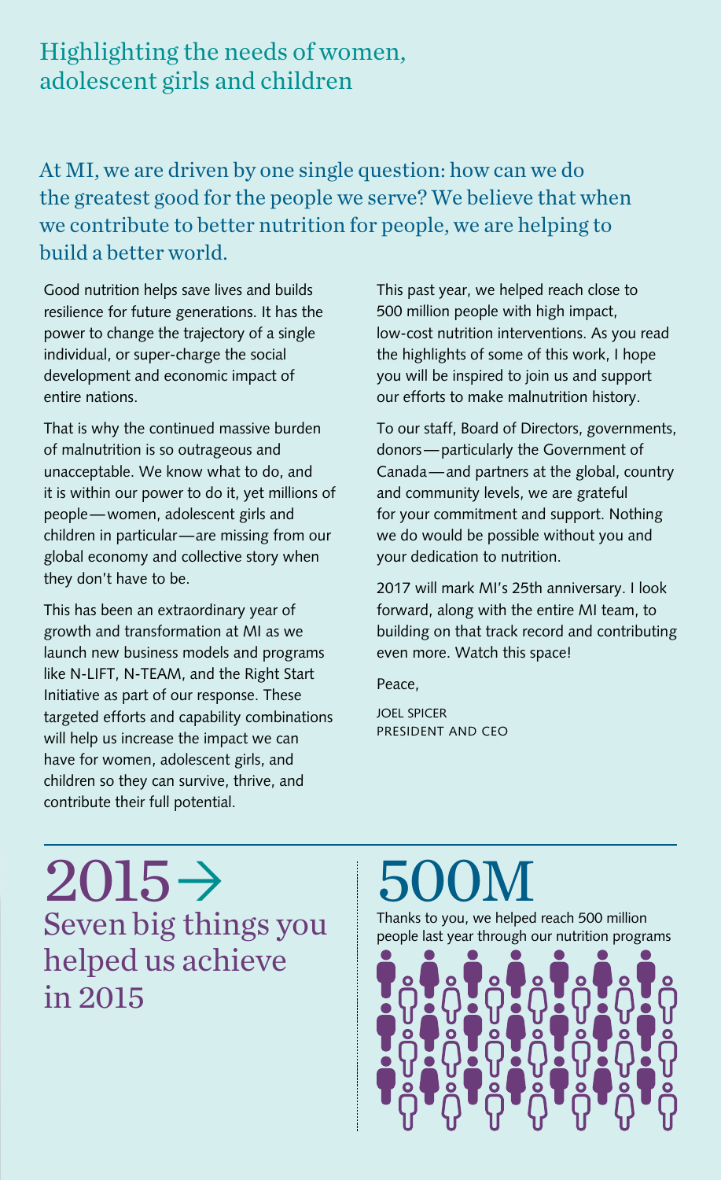## Highlighting the needs of women, adolescent girls and children

### At MI, we are driven by one single question: how can we do the greatest good for the people we serve? We believe that when we contribute to better nutrition for people, we are helping to build a better world.

Good nutrition helps save lives and builds resilience for future generations. It has the power to change the trajectory of a single individual, or super-charge the social development and economic impact of entire nations.

That is why the continued massive burden of malnutrition is so outrageous and unacceptable. We know what to do, and it is within our power to do it, yet millions of people—women, adolescent girls and children in particular—are missing from our global economy and collective story when they don't have to be.

This has been an extraordinary year of growth and transformation at MI as we launch new business models and programs like N-LIFT, N-TEAM, and the Right Start Initiative as part of our response. These targeted efforts and capability combinations will help us increase the impact we can have for women, adolescent girls, and children so they can survive, thrive, and contribute their full potential.

This past year, we helped reach close to 500 million people with high impact, low-cost nutrition interventions. As you read the highlights of some of this work, I hope you will be inspired to join us and support our efforts to make malnutrition history.

To our staff, Board of Directors, governments, donors—particularly the Government of Canada—and partners at the global, country and community levels, we are grateful for your commitment and support. Nothing we do would be possible without you and your dedication to nutrition.

2017 will mark MI's 25th anniversary. I look forward, along with the entire MI team, to building on that track record and contributing even more. Watch this space!

Peace,

JOEL SPICER
PRESIDENT AND CEO

# 2015 →

## Seven big things you helped us achieve in 2015

# 500M

Thanks to you, we helped reach 500 million people last year through our nutrition programs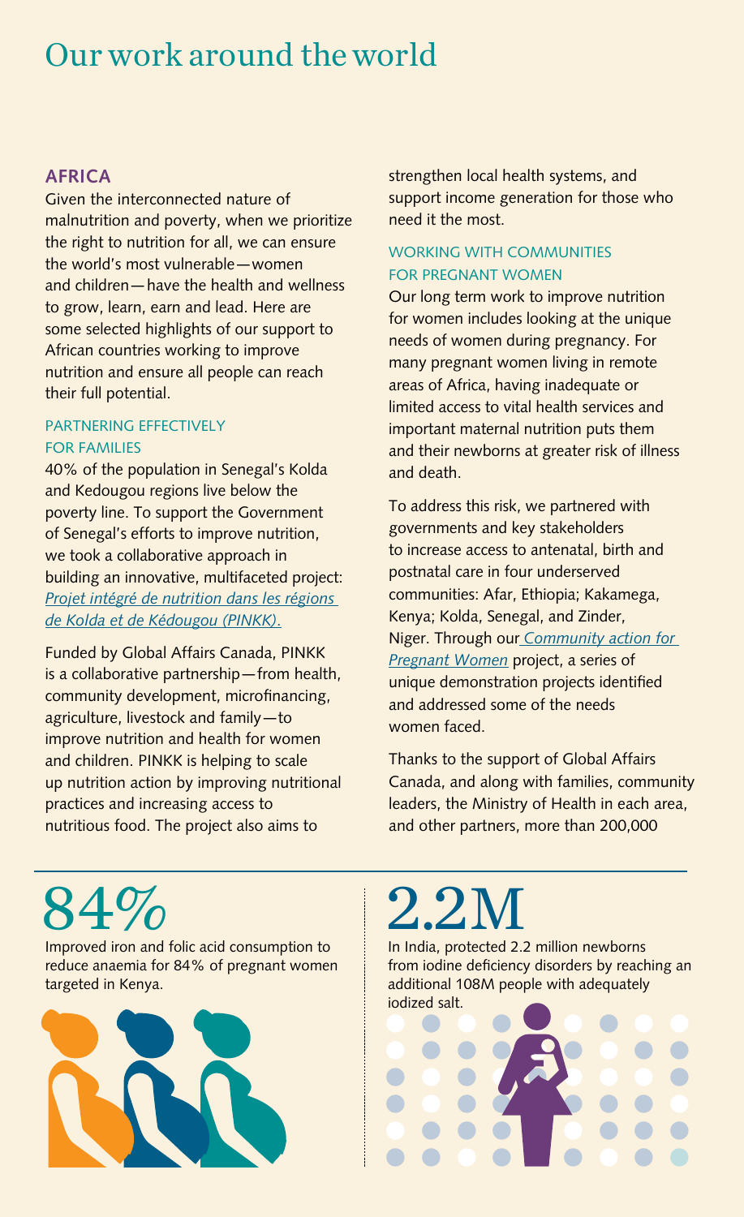# Our work around the world

## AFRICA

Given the interconnected nature of malnutrition and poverty, when we prioritize the right to nutrition for all, we can ensure the world's most vulnerable—women and children—have the health and wellness to grow, learn, earn and lead. Here are some selected highlights of our support to African countries working to improve nutrition and ensure all people can reach their full potential.

### PARTNERING EFFECTIVELY FOR FAMILIES

40% of the population in Senegal's Kolda and Kedougou regions live below the poverty line. To support the Government of Senegal's efforts to improve nutrition, we took a collaborative approach in building an innovative, multifaceted project: *Projet intégré de nutrition dans les régions de Kolda et de Kédougou (PINKK).*

Funded by Global Affairs Canada, PINKK is a collaborative partnership—from health, community development, microfinancing, agriculture, livestock and family—to improve nutrition and health for women and children. PINKK is helping to scale up nutrition action by improving nutritional practices and increasing access to nutritious food. The project also aims to strengthen local health systems, and support income generation for those who need it the most.

### WORKING WITH COMMUNITIES FOR PREGNANT WOMEN

Our long term work to improve nutrition for women includes looking at the unique needs of women during pregnancy. For many pregnant women living in remote areas of Africa, having inadequate or limited access to vital health services and important maternal nutrition puts them and their newborns at greater risk of illness and death.

To address this risk, we partnered with governments and key stakeholders to increase access to antenatal, birth and postnatal care in four underserved communities: Afar, Ethiopia; Kakamega, Kenya; Kolda, Senegal, and Zinder, Niger. Through our *Community action for Pregnant Women* project, a series of unique demonstration projects identified and addressed some of the needs women faced.

Thanks to the support of Global Affairs Canada, and along with families, community leaders, the Ministry of Health in each area, and other partners, more than 200,000

**84%**

Improved iron and folic acid consumption to reduce anaemia for 84% of pregnant women targeted in Kenya.

**2.2M**

In India, protected 2.2 million newborns from iodine deficiency disorders by reaching an additional 108M people with adequately iodized salt.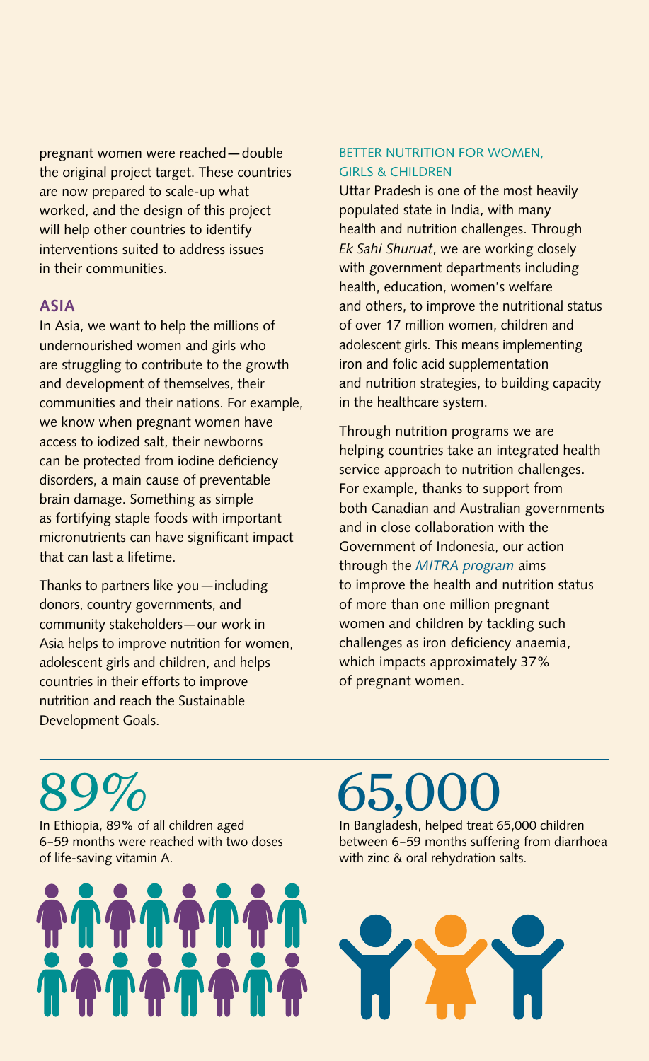pregnant women were reached—double the original project target. These countries are now prepared to scale-up what worked, and the design of this project will help other countries to identify interventions suited to address issues in their communities.

## ASIA

In Asia, we want to help the millions of undernourished women and girls who are struggling to contribute to the growth and development of themselves, their communities and their nations. For example, we know when pregnant women have access to iodized salt, their newborns can be protected from iodine deficiency disorders, a main cause of preventable brain damage. Something as simple as fortifying staple foods with important micronutrients can have significant impact that can last a lifetime.

Thanks to partners like you—including donors, country governments, and community stakeholders—our work in Asia helps to improve nutrition for women, adolescent girls and children, and helps countries in their efforts to improve nutrition and reach the Sustainable Development Goals.

### BETTER NUTRITION FOR WOMEN, GIRLS & CHILDREN

Uttar Pradesh is one of the most heavily populated state in India, with many health and nutrition challenges. Through *Ek Sahi Shuruat*, we are working closely with government departments including health, education, women's welfare and others, to improve the nutritional status of over 17 million women, children and adolescent girls. This means implementing iron and folic acid supplementation and nutrition strategies, to building capacity in the healthcare system.

Through nutrition programs we are helping countries take an integrated health service approach to nutrition challenges. For example, thanks to support from both Canadian and Australian governments and in close collaboration with the Government of Indonesia, our action through the *MITRA program* aims to improve the health and nutrition status of more than one million pregnant women and children by tackling such challenges as iron deficiency anaemia, which impacts approximately 37% of pregnant women.

**89%**

In Ethiopia, 89% of all children aged 6–59 months were reached with two doses of life-saving vitamin A.

**65,000**

In Bangladesh, helped treat 65,000 children between 6–59 months suffering from diarrhoea with zinc & oral rehydration salts.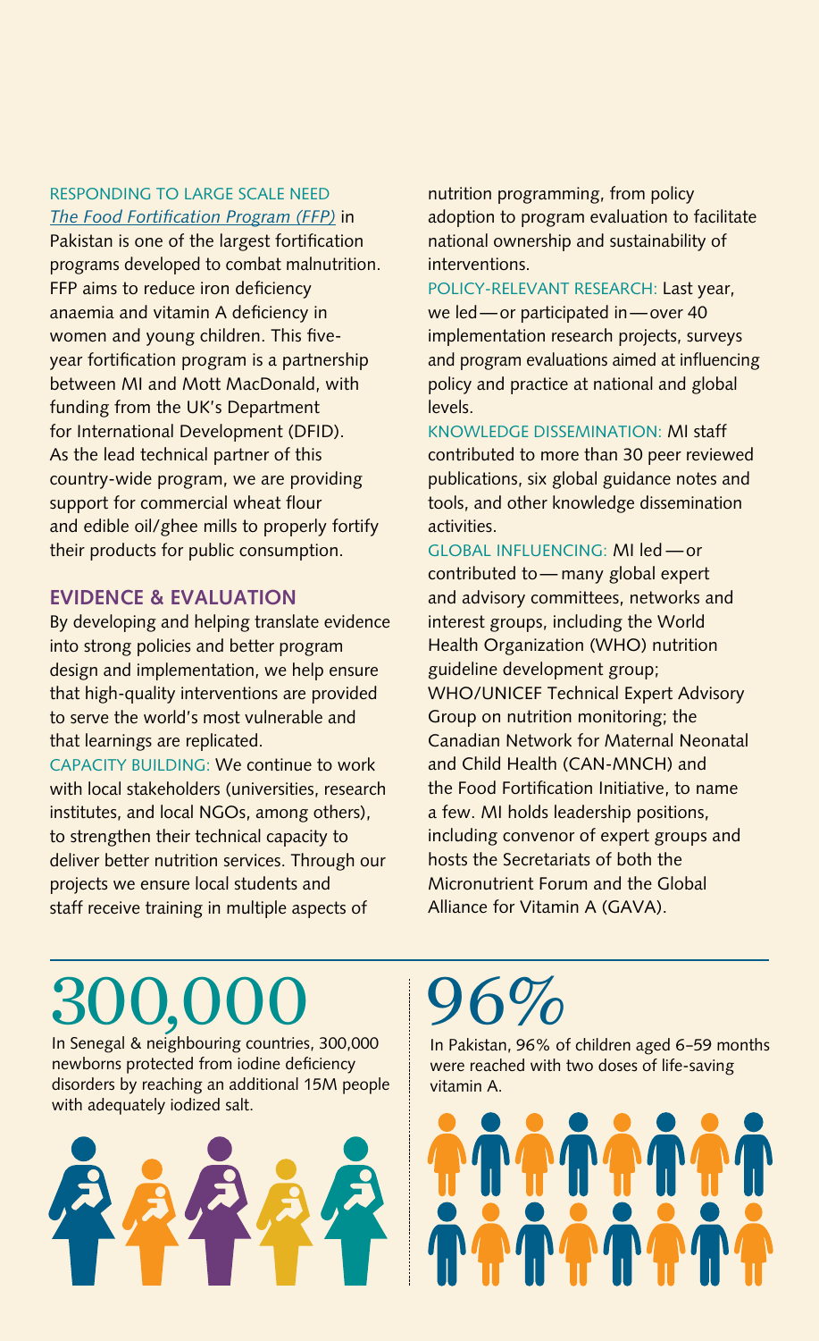RESPONDING TO LARGE SCALE NEED

*The Food Fortification Program (FFP)* in Pakistan is one of the largest fortification programs developed to combat malnutrition. FFP aims to reduce iron deficiency anaemia and vitamin A deficiency in women and young children. This five-year fortification program is a partnership between MI and Mott MacDonald, with funding from the UK's Department for International Development (DFID). As the lead technical partner of this country-wide program, we are providing support for commercial wheat flour and edible oil/ghee mills to properly fortify their products for public consumption.

## EVIDENCE & EVALUATION

By developing and helping translate evidence into strong policies and better program design and implementation, we help ensure that high-quality interventions are provided to serve the world's most vulnerable and that learnings are replicated.

CAPACITY BUILDING: We continue to work with local stakeholders (universities, research institutes, and local NGOs, among others), to strengthen their technical capacity to deliver better nutrition services. Through our projects we ensure local students and staff receive training in multiple aspects of nutrition programming, from policy adoption to program evaluation to facilitate national ownership and sustainability of interventions.

POLICY-RELEVANT RESEARCH: Last year, we led — or participated in — over 40 implementation research projects, surveys and program evaluations aimed at influencing policy and practice at national and global levels.

KNOWLEDGE DISSEMINATION: MI staff contributed to more than 30 peer reviewed publications, six global guidance notes and tools, and other knowledge dissemination activities.

GLOBAL INFLUENCING: MI led — or contributed to — many global expert and advisory committees, networks and interest groups, including the World Health Organization (WHO) nutrition guideline development group; WHO/UNICEF Technical Expert Advisory Group on nutrition monitoring; the Canadian Network for Maternal Neonatal and Child Health (CAN-MNCH) and the Food Fortification Initiative, to name a few. MI holds leadership positions, including convenor of expert groups and hosts the Secretariats of both the Micronutrient Forum and the Global Alliance for Vitamin A (GAVA).

# 300,000

In Senegal & neighbouring countries, 300,000 newborns protected from iodine deficiency disorders by reaching an additional 15M people with adequately iodized salt.

# 96%

In Pakistan, 96% of children aged 6–59 months were reached with two doses of life-saving vitamin A.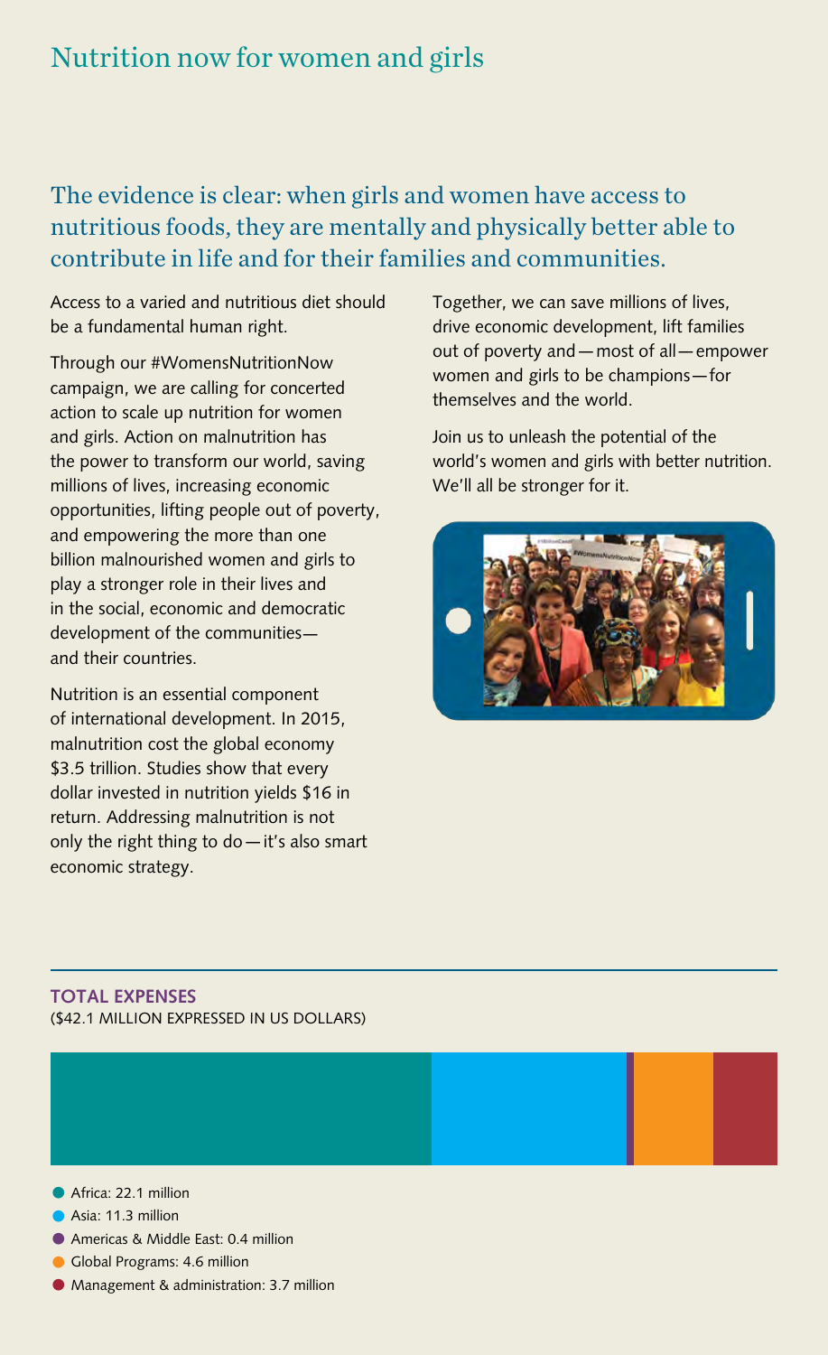# Nutrition now for women and girls

## The evidence is clear: when girls and women have access to nutritious foods, they are mentally and physically better able to contribute in life and for their families and communities.

Access to a varied and nutritious diet should be a fundamental human right.

Through our #WomensNutritionNow campaign, we are calling for concerted action to scale up nutrition for women and girls. Action on malnutrition has the power to transform our world, saving millions of lives, increasing economic opportunities, lifting people out of poverty, and empowering the more than one billion malnourished women and girls to play a stronger role in their lives and in the social, economic and democratic development of the communities— and their countries.

Nutrition is an essential component of international development. In 2015, malnutrition cost the global economy $3.5 trillion. Studies show that every dollar invested in nutrition yields $16 in return. Addressing malnutrition is not only the right thing to do — it's also smart economic strategy.

Together, we can save millions of lives, drive economic development, lift families out of poverty and — most of all — empower women and girls to be champions — for themselves and the world.

Join us to unleash the potential of the world's women and girls with better nutrition. We'll all be stronger for it.

**TOTAL EXPENSES**
($42.1 MILLION EXPRESSED IN US DOLLARS)

- Africa: 22.1 million
- Asia: 11.3 million
- Americas & Middle East: 0.4 million
- Global Programs: 4.6 million
- Management & administration: 3.7 million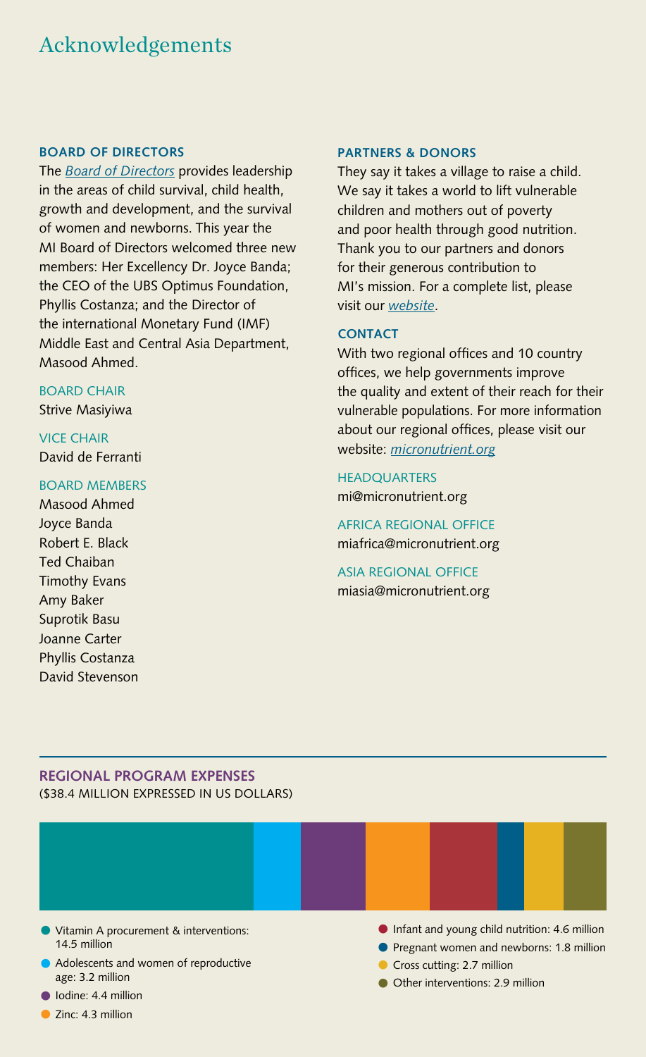# Acknowledgements

### BOARD OF DIRECTORS

The *Board of Directors* provides leadership in the areas of child survival, child health, growth and development, and the survival of women and newborns. This year the MI Board of Directors welcomed three new members: Her Excellency Dr. Joyce Banda; the CEO of the UBS Optimus Foundation, Phyllis Costanza; and the Director of the international Monetary Fund (IMF) Middle East and Central Asia Department, Masood Ahmed.

BOARD CHAIR

Strive Masiyiwa

VICE CHAIR

David de Ferranti

BOARD MEMBERS

Masood Ahmed
Joyce Banda
Robert E. Black
Ted Chaiban
Timothy Evans
Amy Baker
Suprotik Basu
Joanne Carter
Phyllis Costanza
David Stevenson

### PARTNERS & DONORS

They say it takes a village to raise a child. We say it takes a world to lift vulnerable children and mothers out of poverty and poor health through good nutrition. Thank you to our partners and donors for their generous contribution to MI's mission. For a complete list, please visit our *website*.

### CONTACT

With two regional offices and 10 country offices, we help governments improve the quality and extent of their reach for their vulnerable populations. For more information about our regional offices, please visit our website: *micronutrient.org*

HEADQUARTERS

mi@micronutrient.org

AFRICA REGIONAL OFFICE

miafrica@micronutrient.org

ASIA REGIONAL OFFICE

miasia@micronutrient.org

### REGIONAL PROGRAM EXPENSES

($38.4 MILLION EXPRESSED IN US DOLLARS)

- Vitamin A procurement & interventions: 14.5 million
- Adolescents and women of reproductive age: 3.2 million
- Iodine: 4.4 million
- Zinc: 4.3 million
- Infant and young child nutrition: 4.6 million
- Pregnant women and newborns: 1.8 million
- Cross cutting: 2.7 million
- Other interventions: 2.9 million